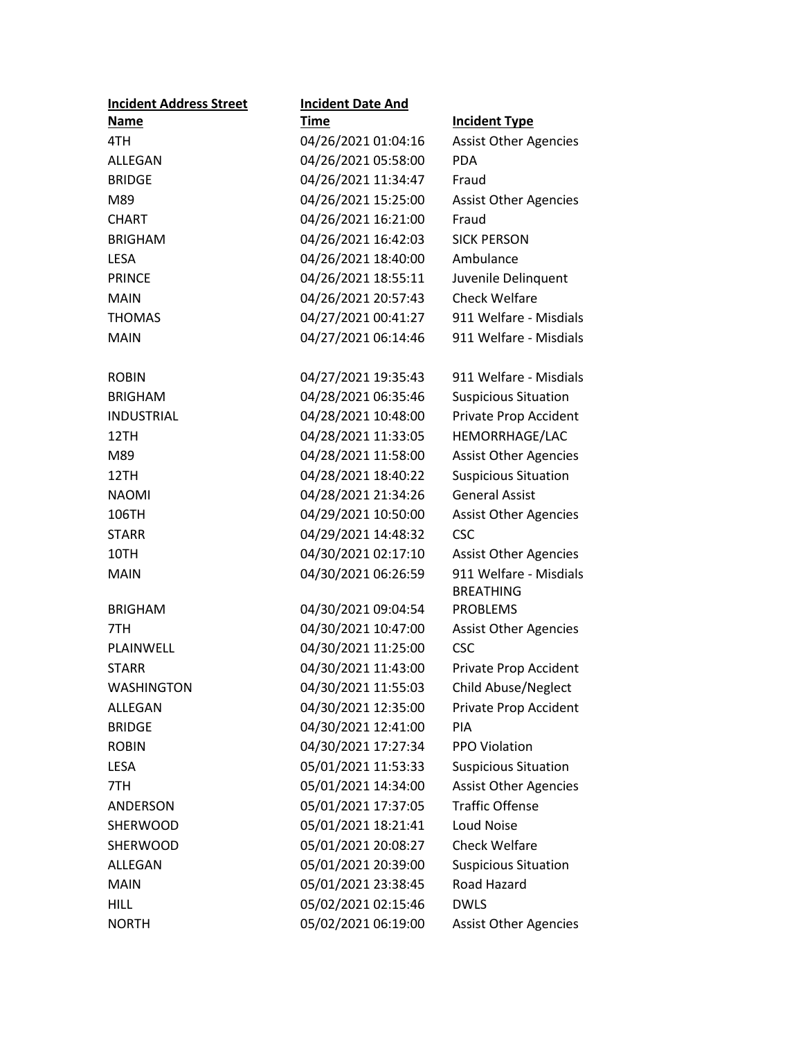| Incident Address Street Name | Incident Date And Time | Incident Type |
|---|---|---|
| 4TH | 04/26/2021 01:04:16 | Assist Other Agencies |
| ALLEGAN | 04/26/2021 05:58:00 | PDA |
| BRIDGE | 04/26/2021 11:34:47 | Fraud |
| M89 | 04/26/2021 15:25:00 | Assist Other Agencies |
| CHART | 04/26/2021 16:21:00 | Fraud |
| BRIGHAM | 04/26/2021 16:42:03 | SICK PERSON |
| LESA | 04/26/2021 18:40:00 | Ambulance |
| PRINCE | 04/26/2021 18:55:11 | Juvenile Delinquent |
| MAIN | 04/26/2021 20:57:43 | Check Welfare |
| THOMAS | 04/27/2021 00:41:27 | 911 Welfare - Misdials |
| MAIN | 04/27/2021 06:14:46 | 911 Welfare - Misdials |
| ROBIN | 04/27/2021 19:35:43 | 911 Welfare - Misdials |
| BRIGHAM | 04/28/2021 06:35:46 | Suspicious Situation |
| INDUSTRIAL | 04/28/2021 10:48:00 | Private Prop Accident |
| 12TH | 04/28/2021 11:33:05 | HEMORRHAGE/LAC |
| M89 | 04/28/2021 11:58:00 | Assist Other Agencies |
| 12TH | 04/28/2021 18:40:22 | Suspicious Situation |
| NAOMI | 04/28/2021 21:34:26 | General Assist |
| 106TH | 04/29/2021 10:50:00 | Assist Other Agencies |
| STARR | 04/29/2021 14:48:32 | CSC |
| 10TH | 04/30/2021 02:17:10 | Assist Other Agencies |
| MAIN | 04/30/2021 06:26:59 | 911 Welfare - Misdials |
| BRIGHAM | 04/30/2021 09:04:54 | BREATHING PROBLEMS |
| 7TH | 04/30/2021 10:47:00 | Assist Other Agencies |
| PLAINWELL | 04/30/2021 11:25:00 | CSC |
| STARR | 04/30/2021 11:43:00 | Private Prop Accident |
| WASHINGTON | 04/30/2021 11:55:03 | Child Abuse/Neglect |
| ALLEGAN | 04/30/2021 12:35:00 | Private Prop Accident |
| BRIDGE | 04/30/2021 12:41:00 | PIA |
| ROBIN | 04/30/2021 17:27:34 | PPO Violation |
| LESA | 05/01/2021 11:53:33 | Suspicious Situation |
| 7TH | 05/01/2021 14:34:00 | Assist Other Agencies |
| ANDERSON | 05/01/2021 17:37:05 | Traffic Offense |
| SHERWOOD | 05/01/2021 18:21:41 | Loud Noise |
| SHERWOOD | 05/01/2021 20:08:27 | Check Welfare |
| ALLEGAN | 05/01/2021 20:39:00 | Suspicious Situation |
| MAIN | 05/01/2021 23:38:45 | Road Hazard |
| HILL | 05/02/2021 02:15:46 | DWLS |
| NORTH | 05/02/2021 06:19:00 | Assist Other Agencies |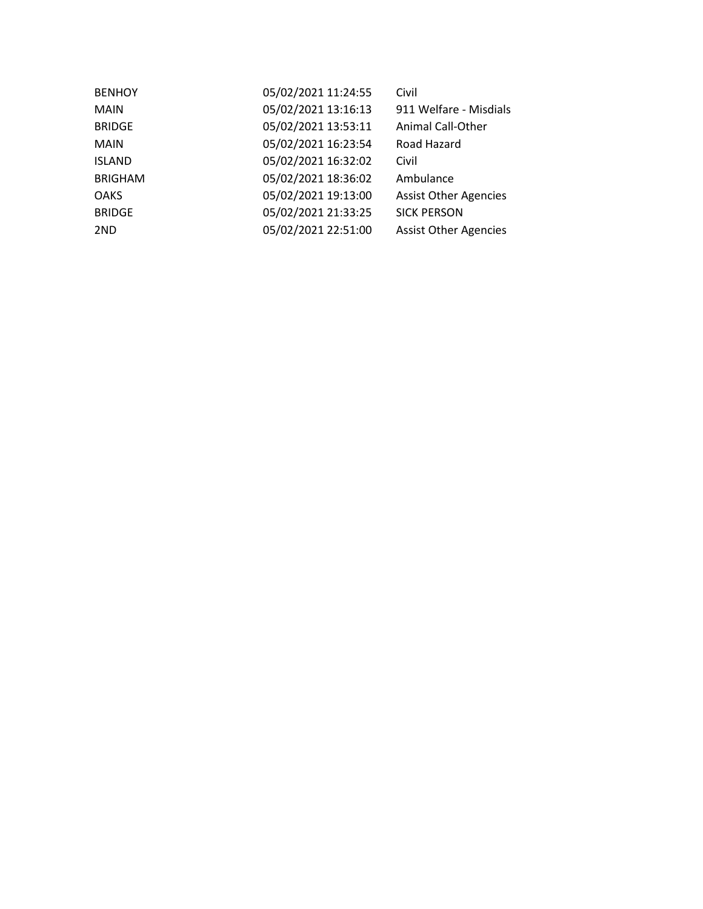| | | |
|---|---|---|
| BENHOY | 05/02/2021 11:24:55 | Civil |
| MAIN | 05/02/2021 13:16:13 | 911 Welfare - Misdials |
| BRIDGE | 05/02/2021 13:53:11 | Animal Call-Other |
| MAIN | 05/02/2021 16:23:54 | Road Hazard |
| ISLAND | 05/02/2021 16:32:02 | Civil |
| BRIGHAM | 05/02/2021 18:36:02 | Ambulance |
| OAKS | 05/02/2021 19:13:00 | Assist Other Agencies |
| BRIDGE | 05/02/2021 21:33:25 | SICK PERSON |
| 2ND | 05/02/2021 22:51:00 | Assist Other Agencies |